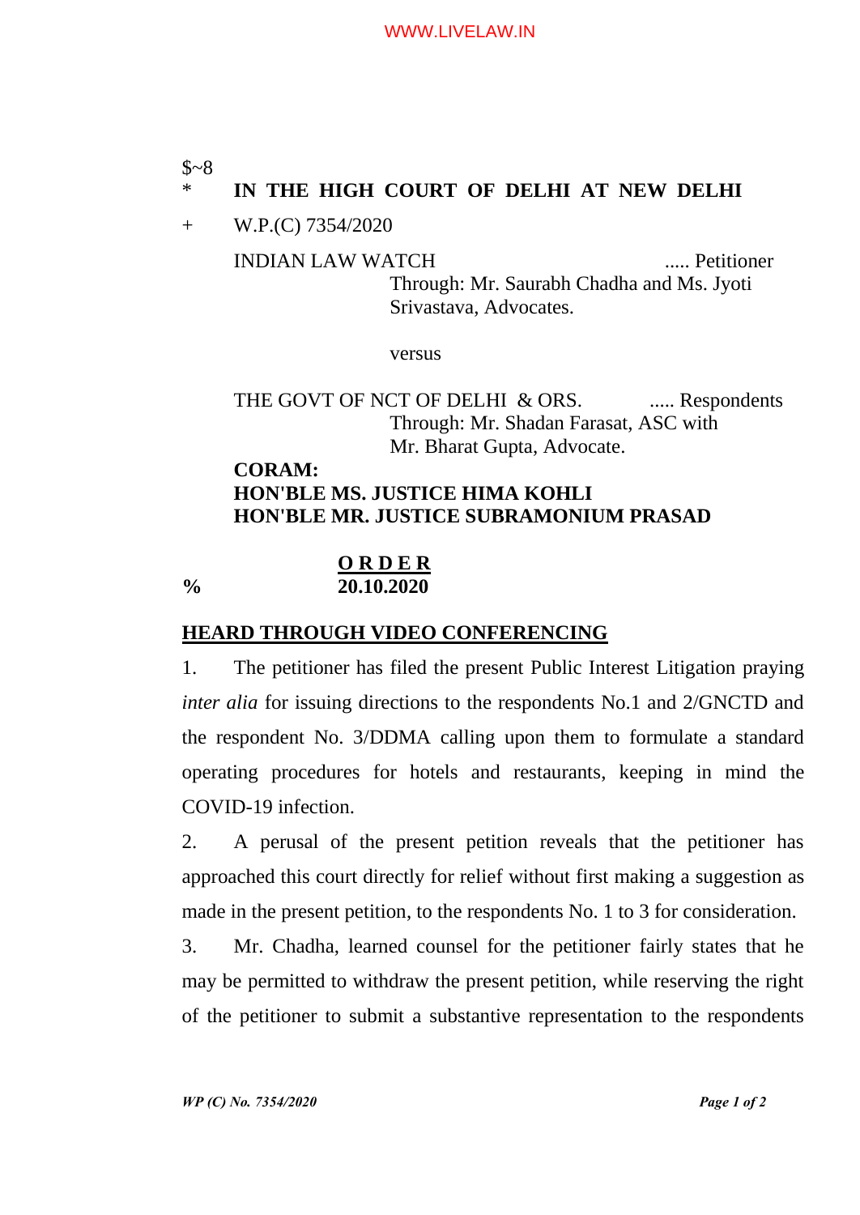$~8

\* **IN THE HIGH COURT OF DELHI AT NEW DELHI**

\+ W.P.(C) 7354/2020

INDIAN LAW WATCH ..... Petitioner
Through: Mr. Saurabh Chadha and Ms. Jyoti Srivastava, Advocates.

versus

THE GOVT OF NCT OF DELHI & ORS. ..... Respondents
Through: Mr. Shadan Farasat, ASC with Mr. Bharat Gupta, Advocate.

**CORAM:**
**HON'BLE MS. JUSTICE HIMA KOHLI**
**HON'BLE MR. JUSTICE SUBRAMONIUM PRASAD**

**O R D E R**

% **20.10.2020**

**HEARD THROUGH VIDEO CONFERENCING**

1. The petitioner has filed the present Public Interest Litigation praying *inter alia* for issuing directions to the respondents No.1 and 2/GNCTD and the respondent No. 3/DDMA calling upon them to formulate a standard operating procedures for hotels and restaurants, keeping in mind the COVID-19 infection.

2. A perusal of the present petition reveals that the petitioner has approached this court directly for relief without first making a suggestion as made in the present petition, to the respondents No. 1 to 3 for consideration.

3. Mr. Chadha, learned counsel for the petitioner fairly states that he may be permitted to withdraw the present petition, while reserving the right of the petitioner to submit a substantive representation to the respondents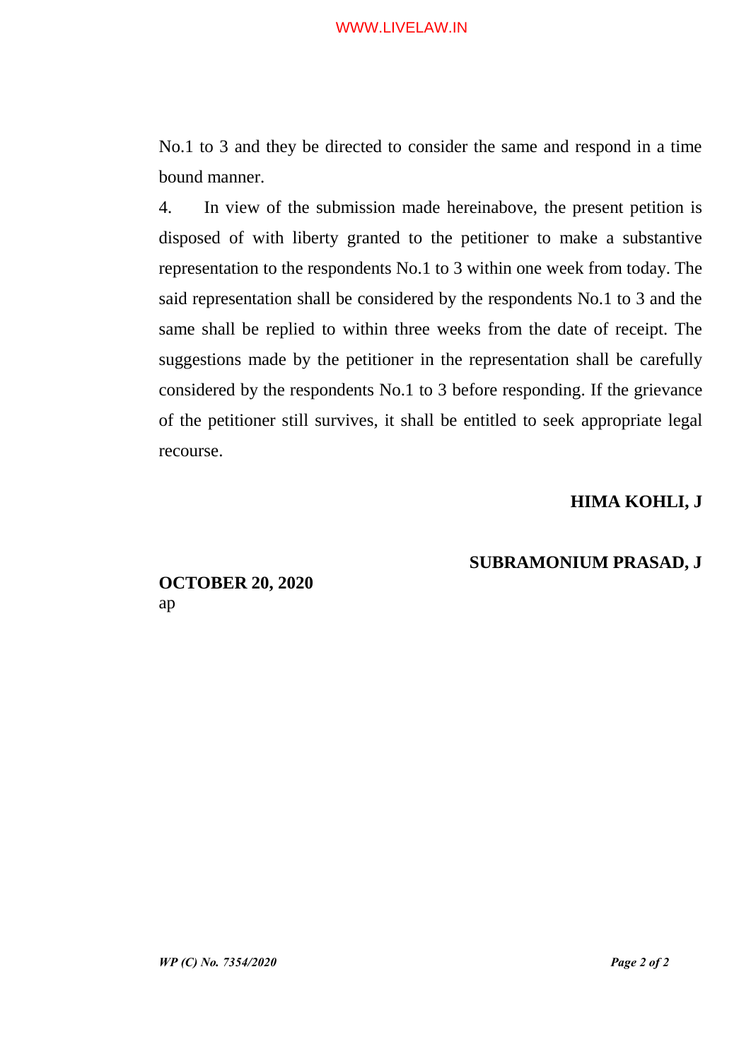No.1 to 3 and they be directed to consider the same and respond in a time bound manner.

4. In view of the submission made hereinabove, the present petition is disposed of with liberty granted to the petitioner to make a substantive representation to the respondents No.1 to 3 within one week from today. The said representation shall be considered by the respondents No.1 to 3 and the same shall be replied to within three weeks from the date of receipt. The suggestions made by the petitioner in the representation shall be carefully considered by the respondents No.1 to 3 before responding. If the grievance of the petitioner still survives, it shall be entitled to seek appropriate legal recourse.

**HIMA KOHLI, J**

**SUBRAMONIUM PRASAD, J**

**OCTOBER 20, 2020**
ap